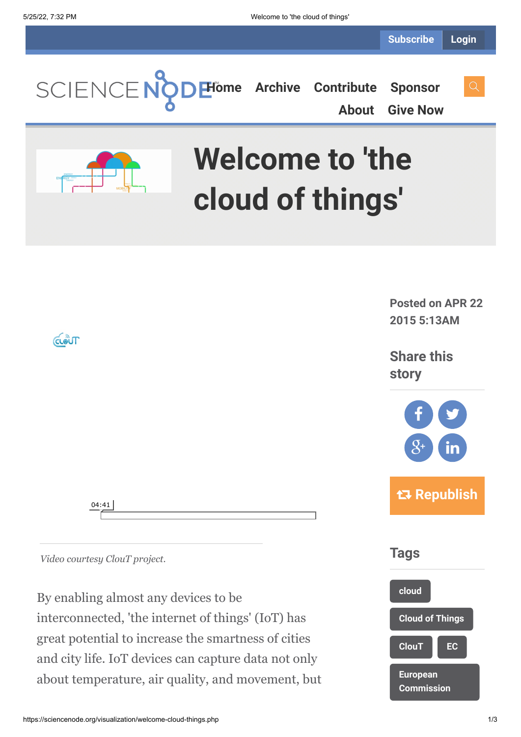Subscribe Login

Home Archive Contribute Sponsor About Give Now

# Welcome to 'the cloud of things'

04:41

*Video courtesy ClouT project.*

Posted on APR 22 2015 5:13AM

Share this story

Republish

## Tags

cloud

Cloud of Things

ClouT

EC

European Commission

By enabling almost any devices to be interconnected, 'the internet of things' (IoT) has great potential to increase the smartness of cities and city life. IoT devices can capture data not only about temperature, air quality, and movement, but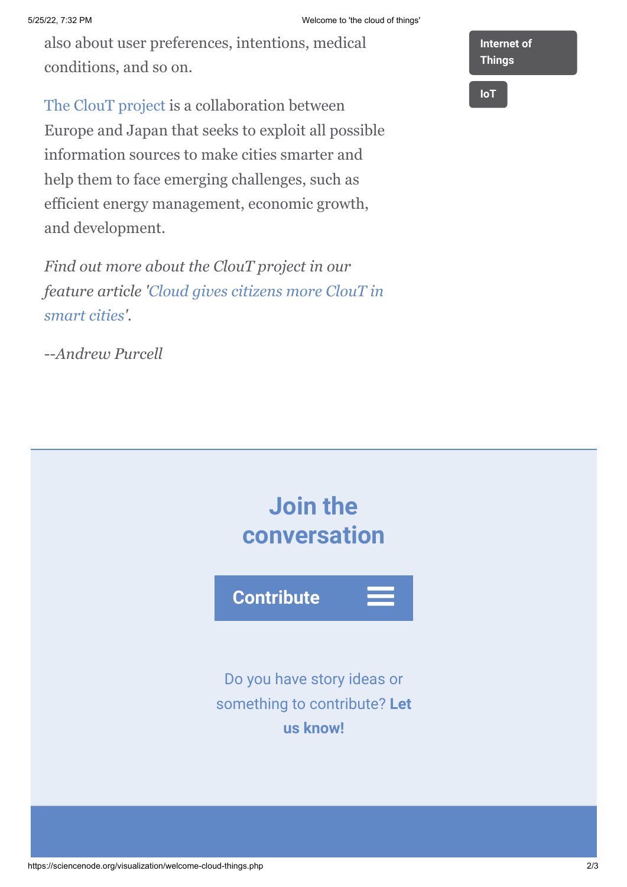also about user preferences, intentions, medical conditions, and so on.

The ClouT project is a collaboration between Europe and Japan that seeks to exploit all possible information sources to make cities smarter and help them to face emerging challenges, such as efficient energy management, economic growth, and development.

*Find out more about the ClouT project in our feature article 'Cloud gives citizens more ClouT in smart cities'.*

*--Andrew Purcell*

Internet of Things

IoT

## Join the conversation

Contribute

Do you have story ideas or something to contribute? **Let us know!**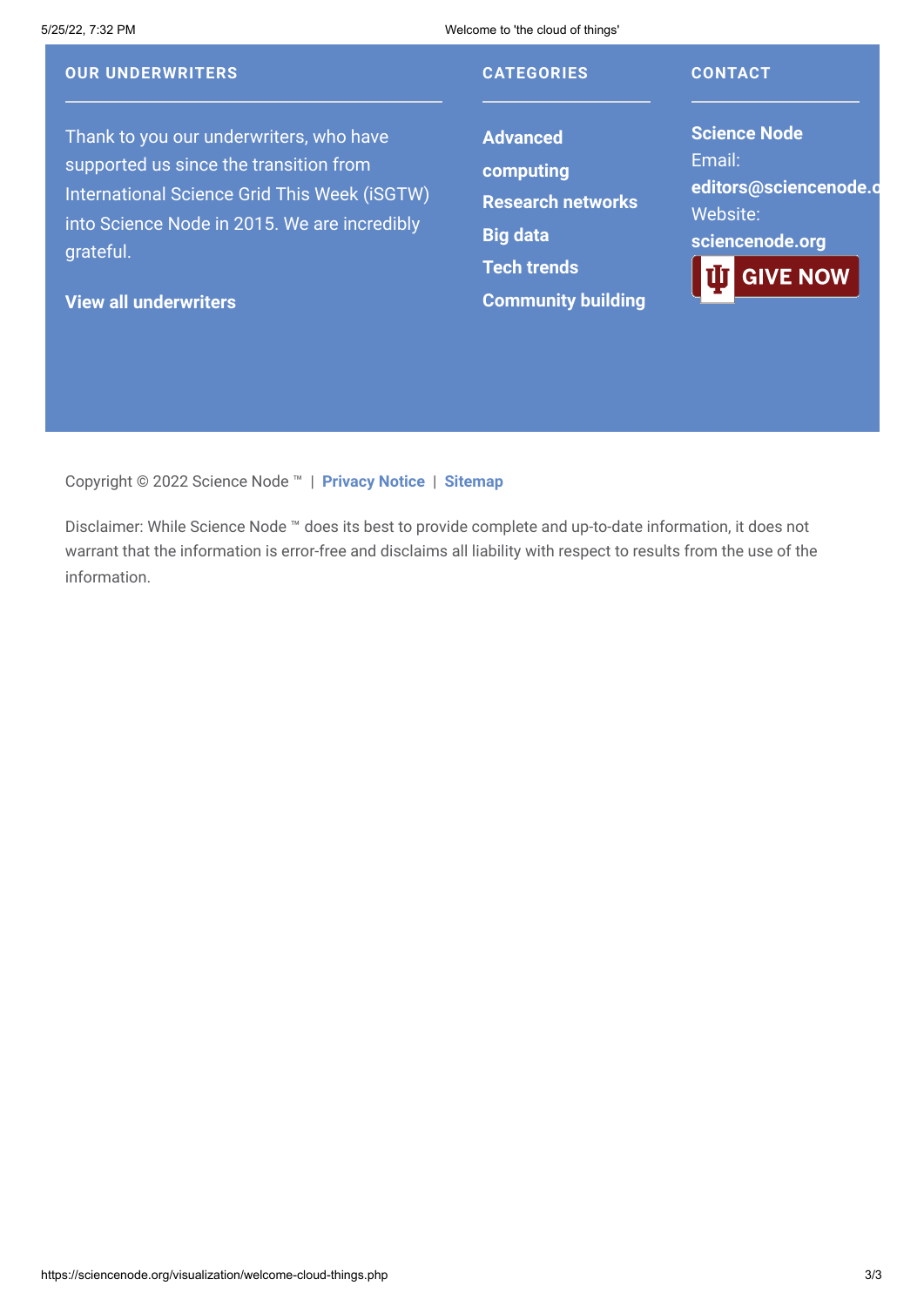## OUR UNDERWRITERS

Thank to you our underwriters, who have supported us since the transition from International Science Grid This Week (iSGTW) into Science Node in 2015. We are incredibly grateful.

**View all underwriters**

## CATEGORIES

**Advanced computing**

**Research networks**

**Big data**

**Tech trends**

**Community building**

## CONTACT

**Science Node**

Email:

**editors@sciencenode.o**

Website:

**sciencenode.org**

GIVE NOW

Copyright © 2022 Science Node ™ | **Privacy Notice** | **Sitemap**

Disclaimer: While Science Node ™ does its best to provide complete and up-to-date information, it does not warrant that the information is error-free and disclaims all liability with respect to results from the use of the information.